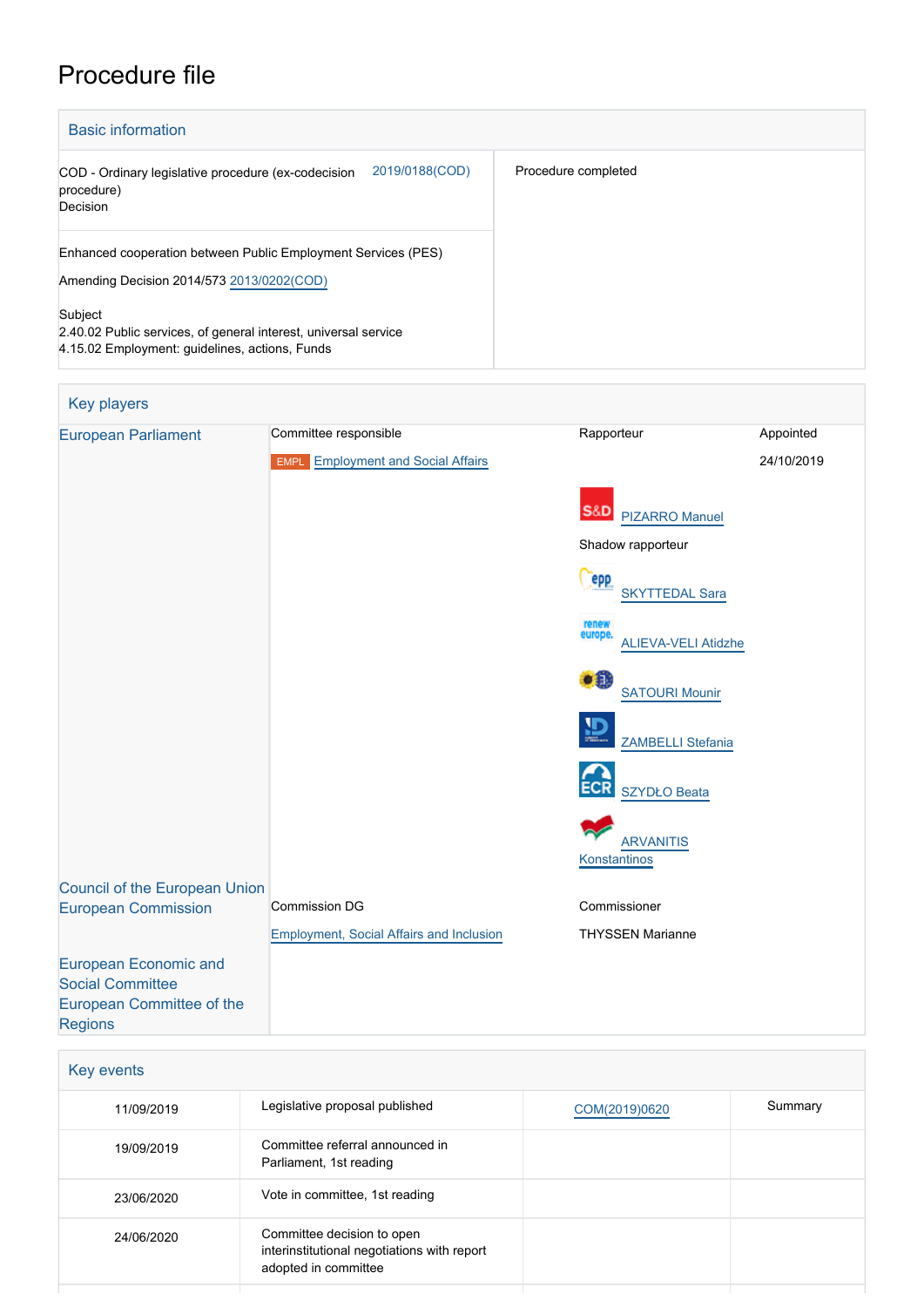# Procedure file

## Basic information

| | |
|---|---|
| COD - Ordinary legislative procedure (ex-codecision procedure) Decision 2019/0188(COD) | Procedure completed |
| Enhanced cooperation between Public Employment Services (PES)<br>Amending Decision 2014/573 2013/0202(COD)<br><br>Subject<br>2.40.02 Public services, of general interest, universal service<br>4.15.02 Employment: guidelines, actions, Funds | |

## Key players

| | | | |
|---|---|---|---|
| European Parliament | Committee responsible | Rapporteur | Appointed |
| | EMPL Employment and Social Affairs | | 24/10/2019 |
| | | S&D PIZARRO Manuel | |
| | | Shadow rapporteur | |
| | | EPP SKYTTEDAL Sara | |
| | | Renew Europe ALIEVA-VELI Atidzhe | |
| | | Greens/EFA SATOURI Mounir | |
| | | ID ZAMBELLI Stefania | |
| | | ECR SZYDŁO Beata | |
| | | GUE/NGL ARVANITIS Konstantinos | |
| Council of the European Union | | | |
| European Commission | Commission DG | Commissioner | |
| | Employment, Social Affairs and Inclusion | THYSSEN Marianne | |
| European Economic and Social Committee | | | |
| European Committee of the Regions | | | |

## Key events

| | | | |
|---|---|---|---|
| 11/09/2019 | Legislative proposal published | COM(2019)0620 | Summary |
| 19/09/2019 | Committee referral announced in Parliament, 1st reading | | |
| 23/06/2020 | Vote in committee, 1st reading | | |
| 24/06/2020 | Committee decision to open interinstitutional negotiations with report adopted in committee | | |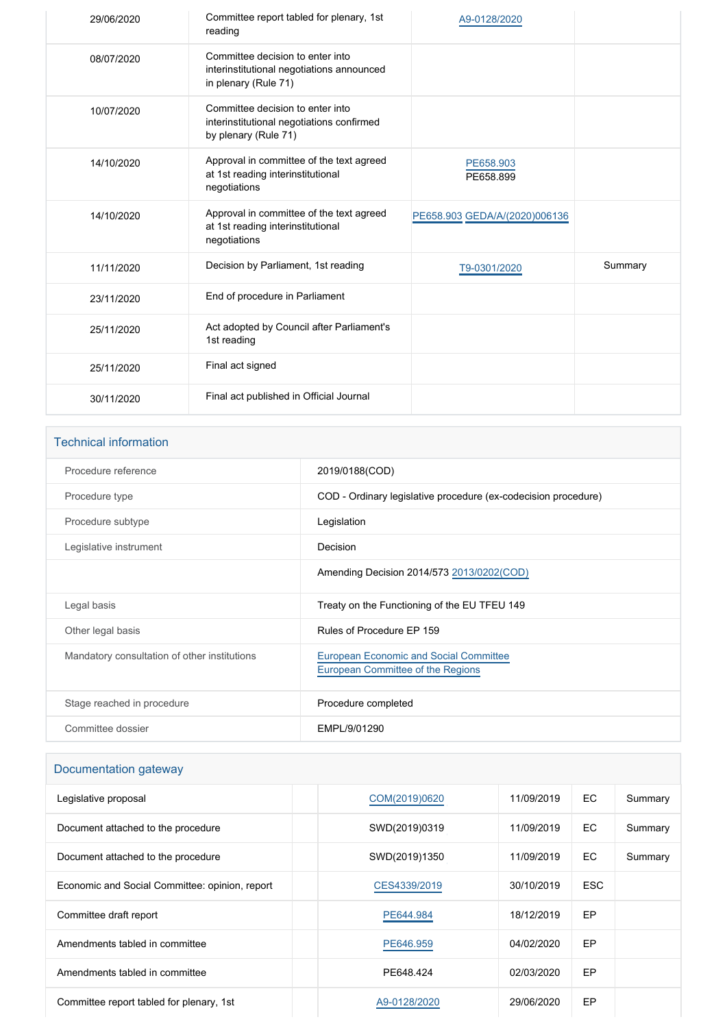| | | | |
|---|---|---|---|
| 29/06/2020 | Committee report tabled for plenary, 1st reading | A9-0128/2020 | |
| 08/07/2020 | Committee decision to enter into interinstitutional negotiations announced in plenary (Rule 71) | | |
| 10/07/2020 | Committee decision to enter into interinstitutional negotiations confirmed by plenary (Rule 71) | | |
| 14/10/2020 | Approval in committee of the text agreed at 1st reading interinstitutional negotiations | PE658.903 PE658.899 | |
| 14/10/2020 | Approval in committee of the text agreed at 1st reading interinstitutional negotiations | PE658.903 GEDA/A/(2020)006136 | |
| 11/11/2020 | Decision by Parliament, 1st reading | T9-0301/2020 | Summary |
| 23/11/2020 | End of procedure in Parliament | | |
| 25/11/2020 | Act adopted by Council after Parliament's 1st reading | | |
| 25/11/2020 | Final act signed | | |
| 30/11/2020 | Final act published in Official Journal | | |

## Technical information

| | |
|---|---|
| Procedure reference | 2019/0188(COD) |
| Procedure type | COD - Ordinary legislative procedure (ex-codecision procedure) |
| Procedure subtype | Legislation |
| Legislative instrument | Decision |
| | Amending Decision 2014/573 2013/0202(COD) |
| Legal basis | Treaty on the Functioning of the EU TFEU 149 |
| Other legal basis | Rules of Procedure EP 159 |
| Mandatory consultation of other institutions | European Economic and Social Committee<br>European Committee of the Regions |
| Stage reached in procedure | Procedure completed |
| Committee dossier | EMPL/9/01290 |

## Documentation gateway

| | | | | | |
|---|---|---|---|---|---|
| Legislative proposal | | COM(2019)0620 | 11/09/2019 | EC | Summary |
| Document attached to the procedure | | SWD(2019)0319 | 11/09/2019 | EC | Summary |
| Document attached to the procedure | | SWD(2019)1350 | 11/09/2019 | EC | Summary |
| Economic and Social Committee: opinion, report | | CES4339/2019 | 30/10/2019 | ESC | |
| Committee draft report | | PE644.984 | 18/12/2019 | EP | |
| Amendments tabled in committee | | PE646.959 | 04/02/2020 | EP | |
| Amendments tabled in committee | | PE648.424 | 02/03/2020 | EP | |
| Committee report tabled for plenary, 1st | | A9-0128/2020 | 29/06/2020 | EP | |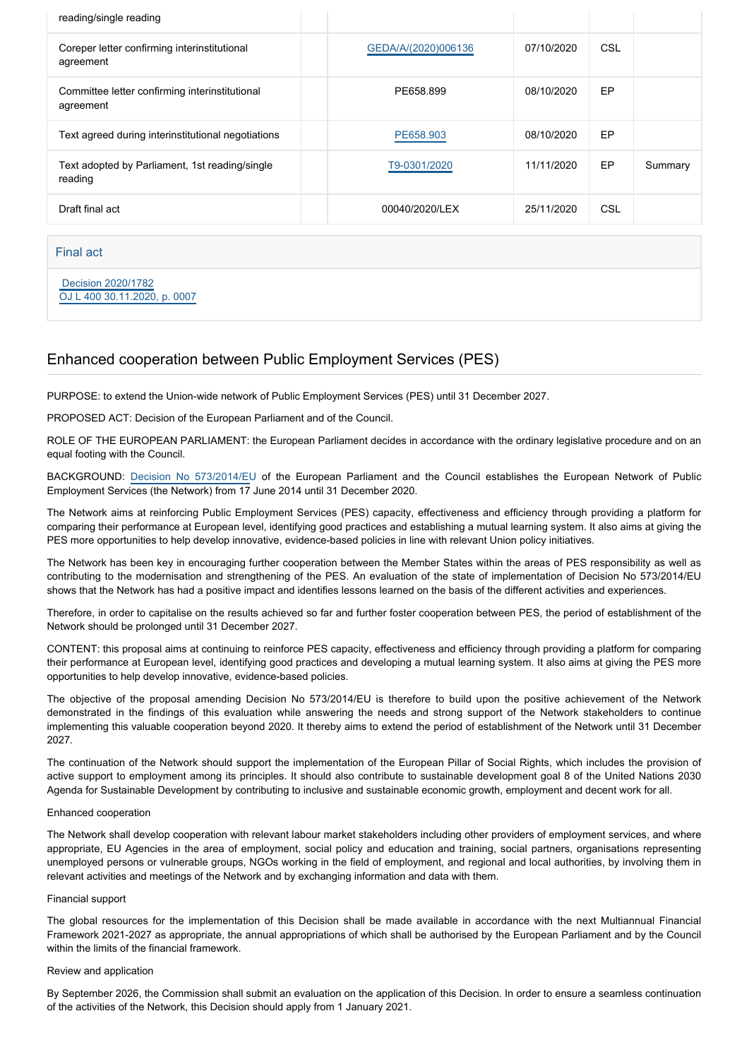| | | | | | |
|---|---|---|---|---|---|
| reading/single reading | | | | | |
| Coreper letter confirming interinstitutional agreement | | GEDA/A/(2020)006136 | 07/10/2020 | CSL | |
| Committee letter confirming interinstitutional agreement | | PE658.899 | 08/10/2020 | EP | |
| Text agreed during interinstitutional negotiations | | PE658.903 | 08/10/2020 | EP | |
| Text adopted by Parliament, 1st reading/single reading | | T9-0301/2020 | 11/11/2020 | EP | Summary |
| Draft final act | | 00040/2020/LEX | 25/11/2020 | CSL | |

### Final act

Decision 2020/1782
OJ L 400 30.11.2020, p. 0007

## Enhanced cooperation between Public Employment Services (PES)

PURPOSE: to extend the Union-wide network of Public Employment Services (PES) until 31 December 2027.

PROPOSED ACT: Decision of the European Parliament and of the Council.

ROLE OF THE EUROPEAN PARLIAMENT: the European Parliament decides in accordance with the ordinary legislative procedure and on an equal footing with the Council.

BACKGROUND: Decision No 573/2014/EU of the European Parliament and the Council establishes the European Network of Public Employment Services (the Network) from 17 June 2014 until 31 December 2020.

The Network aims at reinforcing Public Employment Services (PES) capacity, effectiveness and efficiency through providing a platform for comparing their performance at European level, identifying good practices and establishing a mutual learning system. It also aims at giving the PES more opportunities to help develop innovative, evidence-based policies in line with relevant Union policy initiatives.

The Network has been key in encouraging further cooperation between the Member States within the areas of PES responsibility as well as contributing to the modernisation and strengthening of the PES. An evaluation of the state of implementation of Decision No 573/2014/EU shows that the Network has had a positive impact and identifies lessons learned on the basis of the different activities and experiences.

Therefore, in order to capitalise on the results achieved so far and further foster cooperation between PES, the period of establishment of the Network should be prolonged until 31 December 2027.

CONTENT: this proposal aims at continuing to reinforce PES capacity, effectiveness and efficiency through providing a platform for comparing their performance at European level, identifying good practices and developing a mutual learning system. It also aims at giving the PES more opportunities to help develop innovative, evidence-based policies.

The objective of the proposal amending Decision No 573/2014/EU is therefore to build upon the positive achievement of the Network demonstrated in the findings of this evaluation while answering the needs and strong support of the Network stakeholders to continue implementing this valuable cooperation beyond 2020. It thereby aims to extend the period of establishment of the Network until 31 December 2027.

The continuation of the Network should support the implementation of the European Pillar of Social Rights, which includes the provision of active support to employment among its principles. It should also contribute to sustainable development goal 8 of the United Nations 2030 Agenda for Sustainable Development by contributing to inclusive and sustainable economic growth, employment and decent work for all.

Enhanced cooperation

The Network shall develop cooperation with relevant labour market stakeholders including other providers of employment services, and where appropriate, EU Agencies in the area of employment, social policy and education and training, social partners, organisations representing unemployed persons or vulnerable groups, NGOs working in the field of employment, and regional and local authorities, by involving them in relevant activities and meetings of the Network and by exchanging information and data with them.

Financial support

The global resources for the implementation of this Decision shall be made available in accordance with the next Multiannual Financial Framework 2021-2027 as appropriate, the annual appropriations of which shall be authorised by the European Parliament and by the Council within the limits of the financial framework.

Review and application

By September 2026, the Commission shall submit an evaluation on the application of this Decision. In order to ensure a seamless continuation of the activities of the Network, this Decision should apply from 1 January 2021.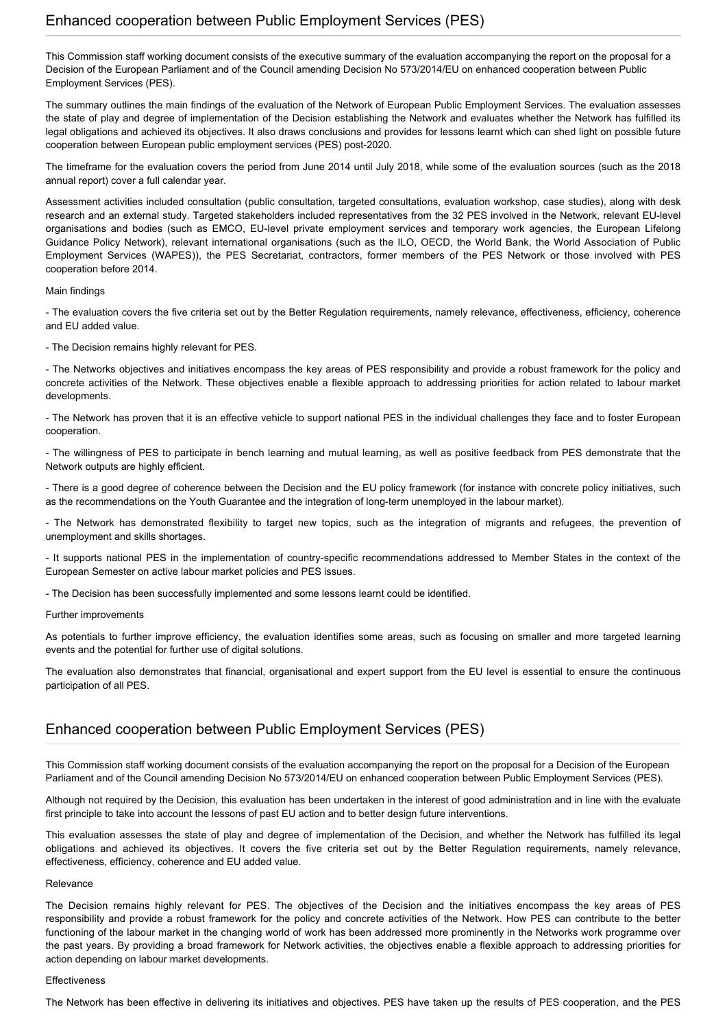## Enhanced cooperation between Public Employment Services (PES)

This Commission staff working document consists of the executive summary of the evaluation accompanying the report on the proposal for a Decision of the European Parliament and of the Council amending Decision No 573/2014/EU on enhanced cooperation between Public Employment Services (PES).

The summary outlines the main findings of the evaluation of the Network of European Public Employment Services. The evaluation assesses the state of play and degree of implementation of the Decision establishing the Network and evaluates whether the Network has fulfilled its legal obligations and achieved its objectives. It also draws conclusions and provides for lessons learnt which can shed light on possible future cooperation between European public employment services (PES) post-2020.

The timeframe for the evaluation covers the period from June 2014 until July 2018, while some of the evaluation sources (such as the 2018 annual report) cover a full calendar year.

Assessment activities included consultation (public consultation, targeted consultations, evaluation workshop, case studies), along with desk research and an external study. Targeted stakeholders included representatives from the 32 PES involved in the Network, relevant EU-level organisations and bodies (such as EMCO, EU-level private employment services and temporary work agencies, the European Lifelong Guidance Policy Network), relevant international organisations (such as the ILO, OECD, the World Bank, the World Association of Public Employment Services (WAPES)), the PES Secretariat, contractors, former members of the PES Network or those involved with PES cooperation before 2014.

Main findings

- The evaluation covers the five criteria set out by the Better Regulation requirements, namely relevance, effectiveness, efficiency, coherence and EU added value.

- The Decision remains highly relevant for PES.

- The Networks objectives and initiatives encompass the key areas of PES responsibility and provide a robust framework for the policy and concrete activities of the Network. These objectives enable a flexible approach to addressing priorities for action related to labour market developments.

- The Network has proven that it is an effective vehicle to support national PES in the individual challenges they face and to foster European cooperation.

- The willingness of PES to participate in bench learning and mutual learning, as well as positive feedback from PES demonstrate that the Network outputs are highly efficient.

- There is a good degree of coherence between the Decision and the EU policy framework (for instance with concrete policy initiatives, such as the recommendations on the Youth Guarantee and the integration of long-term unemployed in the labour market).

- The Network has demonstrated flexibility to target new topics, such as the integration of migrants and refugees, the prevention of unemployment and skills shortages.

- It supports national PES in the implementation of country-specific recommendations addressed to Member States in the context of the European Semester on active labour market policies and PES issues.

- The Decision has been successfully implemented and some lessons learnt could be identified.

Further improvements

As potentials to further improve efficiency, the evaluation identifies some areas, such as focusing on smaller and more targeted learning events and the potential for further use of digital solutions.

The evaluation also demonstrates that financial, organisational and expert support from the EU level is essential to ensure the continuous participation of all PES.

## Enhanced cooperation between Public Employment Services (PES)

This Commission staff working document consists of the evaluation accompanying the report on the proposal for a Decision of the European Parliament and of the Council amending Decision No 573/2014/EU on enhanced cooperation between Public Employment Services (PES).

Although not required by the Decision, this evaluation has been undertaken in the interest of good administration and in line with the evaluate first principle to take into account the lessons of past EU action and to better design future interventions.

This evaluation assesses the state of play and degree of implementation of the Decision, and whether the Network has fulfilled its legal obligations and achieved its objectives. It covers the five criteria set out by the Better Regulation requirements, namely relevance, effectiveness, efficiency, coherence and EU added value.

Relevance

The Decision remains highly relevant for PES. The objectives of the Decision and the initiatives encompass the key areas of PES responsibility and provide a robust framework for the policy and concrete activities of the Network. How PES can contribute to the better functioning of the labour market in the changing world of work has been addressed more prominently in the Networks work programme over the past years. By providing a broad framework for Network activities, the objectives enable a flexible approach to addressing priorities for action depending on labour market developments.

Effectiveness

The Network has been effective in delivering its initiatives and objectives. PES have taken up the results of PES cooperation, and the PES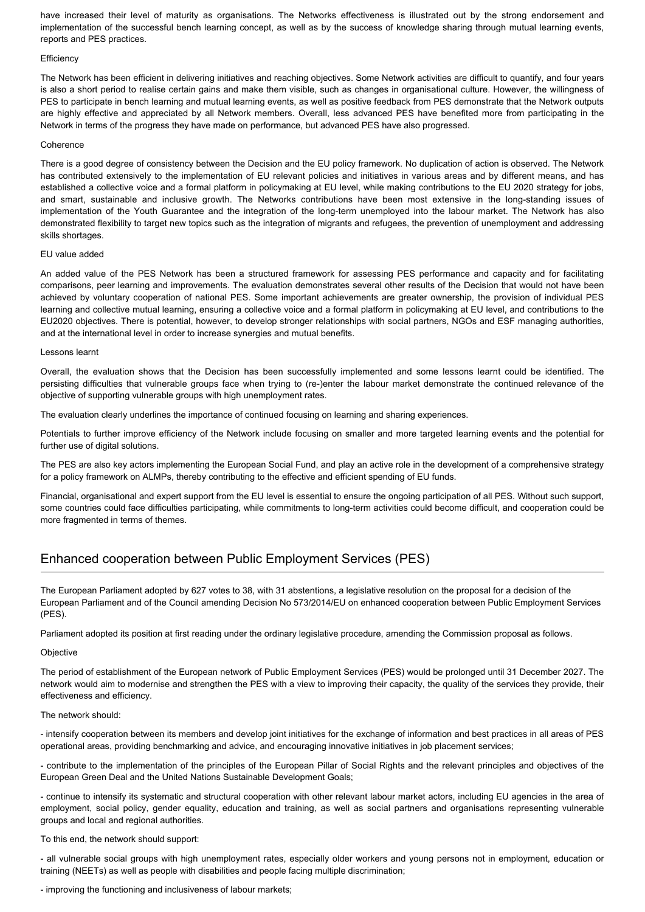have increased their level of maturity as organisations. The Networks effectiveness is illustrated out by the strong endorsement and implementation of the successful bench learning concept, as well as by the success of knowledge sharing through mutual learning events, reports and PES practices.

Efficiency

The Network has been efficient in delivering initiatives and reaching objectives. Some Network activities are difficult to quantify, and four years is also a short period to realise certain gains and make them visible, such as changes in organisational culture. However, the willingness of PES to participate in bench learning and mutual learning events, as well as positive feedback from PES demonstrate that the Network outputs are highly effective and appreciated by all Network members. Overall, less advanced PES have benefited more from participating in the Network in terms of the progress they have made on performance, but advanced PES have also progressed.

Coherence

There is a good degree of consistency between the Decision and the EU policy framework. No duplication of action is observed. The Network has contributed extensively to the implementation of EU relevant policies and initiatives in various areas and by different means, and has established a collective voice and a formal platform in policymaking at EU level, while making contributions to the EU 2020 strategy for jobs, and smart, sustainable and inclusive growth. The Networks contributions have been most extensive in the long-standing issues of implementation of the Youth Guarantee and the integration of the long-term unemployed into the labour market. The Network has also demonstrated flexibility to target new topics such as the integration of migrants and refugees, the prevention of unemployment and addressing skills shortages.

EU value added

An added value of the PES Network has been a structured framework for assessing PES performance and capacity and for facilitating comparisons, peer learning and improvements. The evaluation demonstrates several other results of the Decision that would not have been achieved by voluntary cooperation of national PES. Some important achievements are greater ownership, the provision of individual PES learning and collective mutual learning, ensuring a collective voice and a formal platform in policymaking at EU level, and contributions to the EU2020 objectives. There is potential, however, to develop stronger relationships with social partners, NGOs and ESF managing authorities, and at the international level in order to increase synergies and mutual benefits.

Lessons learnt

Overall, the evaluation shows that the Decision has been successfully implemented and some lessons learnt could be identified. The persisting difficulties that vulnerable groups face when trying to (re-)enter the labour market demonstrate the continued relevance of the objective of supporting vulnerable groups with high unemployment rates.

The evaluation clearly underlines the importance of continued focusing on learning and sharing experiences.

Potentials to further improve efficiency of the Network include focusing on smaller and more targeted learning events and the potential for further use of digital solutions.

The PES are also key actors implementing the European Social Fund, and play an active role in the development of a comprehensive strategy for a policy framework on ALMPs, thereby contributing to the effective and efficient spending of EU funds.

Financial, organisational and expert support from the EU level is essential to ensure the ongoing participation of all PES. Without such support, some countries could face difficulties participating, while commitments to long-term activities could become difficult, and cooperation could be more fragmented in terms of themes.

## Enhanced cooperation between Public Employment Services (PES)

The European Parliament adopted by 627 votes to 38, with 31 abstentions, a legislative resolution on the proposal for a decision of the European Parliament and of the Council amending Decision No 573/2014/EU on enhanced cooperation between Public Employment Services (PES).

Parliament adopted its position at first reading under the ordinary legislative procedure, amending the Commission proposal as follows.

Objective

The period of establishment of the European network of Public Employment Services (PES) would be prolonged until 31 December 2027. The network would aim to modernise and strengthen the PES with a view to improving their capacity, the quality of the services they provide, their effectiveness and efficiency.

The network should:

- intensify cooperation between its members and develop joint initiatives for the exchange of information and best practices in all areas of PES operational areas, providing benchmarking and advice, and encouraging innovative initiatives in job placement services;

- contribute to the implementation of the principles of the European Pillar of Social Rights and the relevant principles and objectives of the European Green Deal and the United Nations Sustainable Development Goals;

- continue to intensify its systematic and structural cooperation with other relevant labour market actors, including EU agencies in the area of employment, social policy, gender equality, education and training, as well as social partners and organisations representing vulnerable groups and local and regional authorities.

To this end, the network should support:

- all vulnerable social groups with high unemployment rates, especially older workers and young persons not in employment, education or training (NEETs) as well as people with disabilities and people facing multiple discrimination;

- improving the functioning and inclusiveness of labour markets;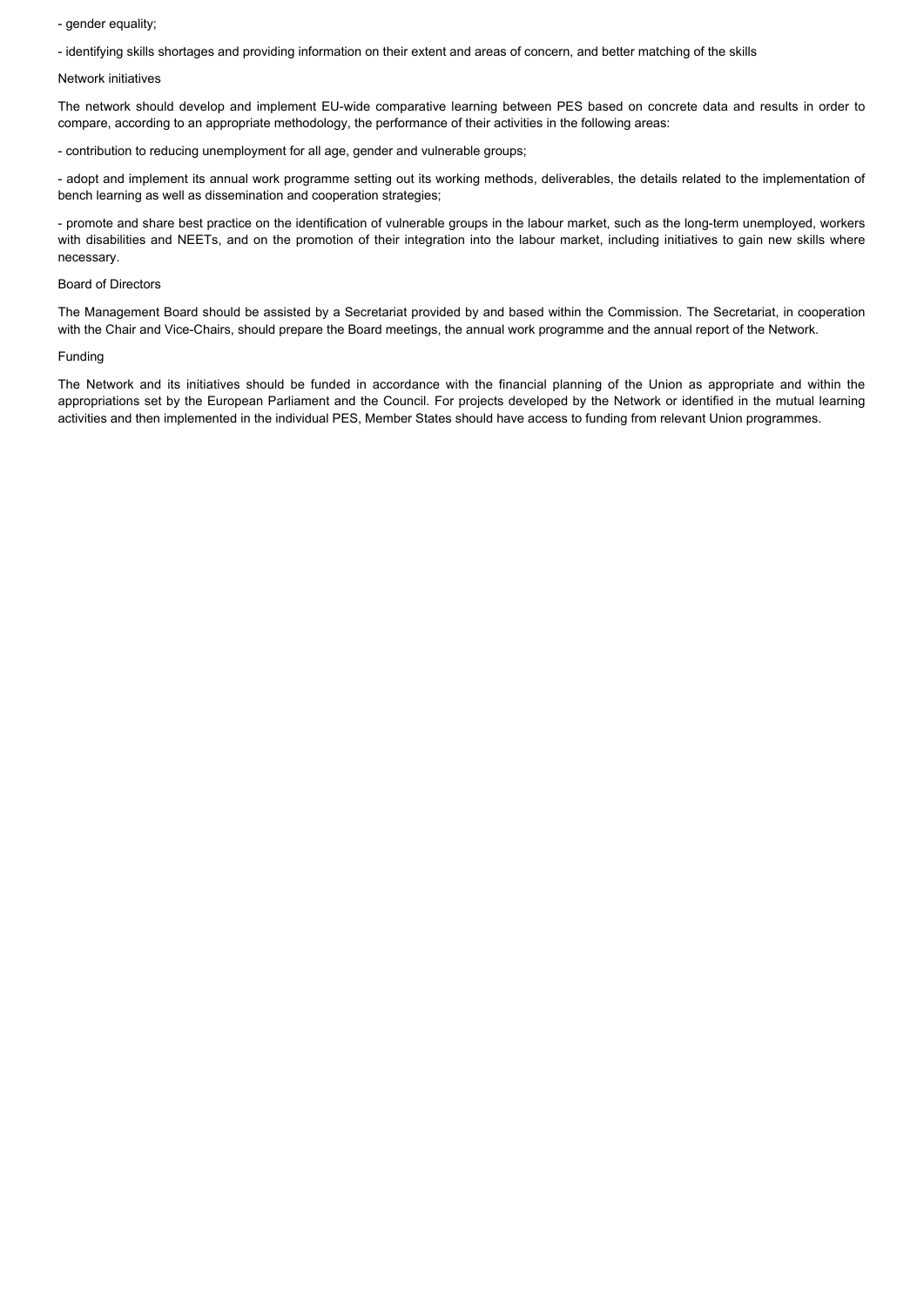- gender equality;

- identifying skills shortages and providing information on their extent and areas of concern, and better matching of the skills

Network initiatives

The network should develop and implement EU-wide comparative learning between PES based on concrete data and results in order to compare, according to an appropriate methodology, the performance of their activities in the following areas:

- contribution to reducing unemployment for all age, gender and vulnerable groups;

- adopt and implement its annual work programme setting out its working methods, deliverables, the details related to the implementation of bench learning as well as dissemination and cooperation strategies;

- promote and share best practice on the identification of vulnerable groups in the labour market, such as the long-term unemployed, workers with disabilities and NEETs, and on the promotion of their integration into the labour market, including initiatives to gain new skills where necessary.

Board of Directors

The Management Board should be assisted by a Secretariat provided by and based within the Commission. The Secretariat, in cooperation with the Chair and Vice-Chairs, should prepare the Board meetings, the annual work programme and the annual report of the Network.

Funding

The Network and its initiatives should be funded in accordance with the financial planning of the Union as appropriate and within the appropriations set by the European Parliament and the Council. For projects developed by the Network or identified in the mutual learning activities and then implemented in the individual PES, Member States should have access to funding from relevant Union programmes.